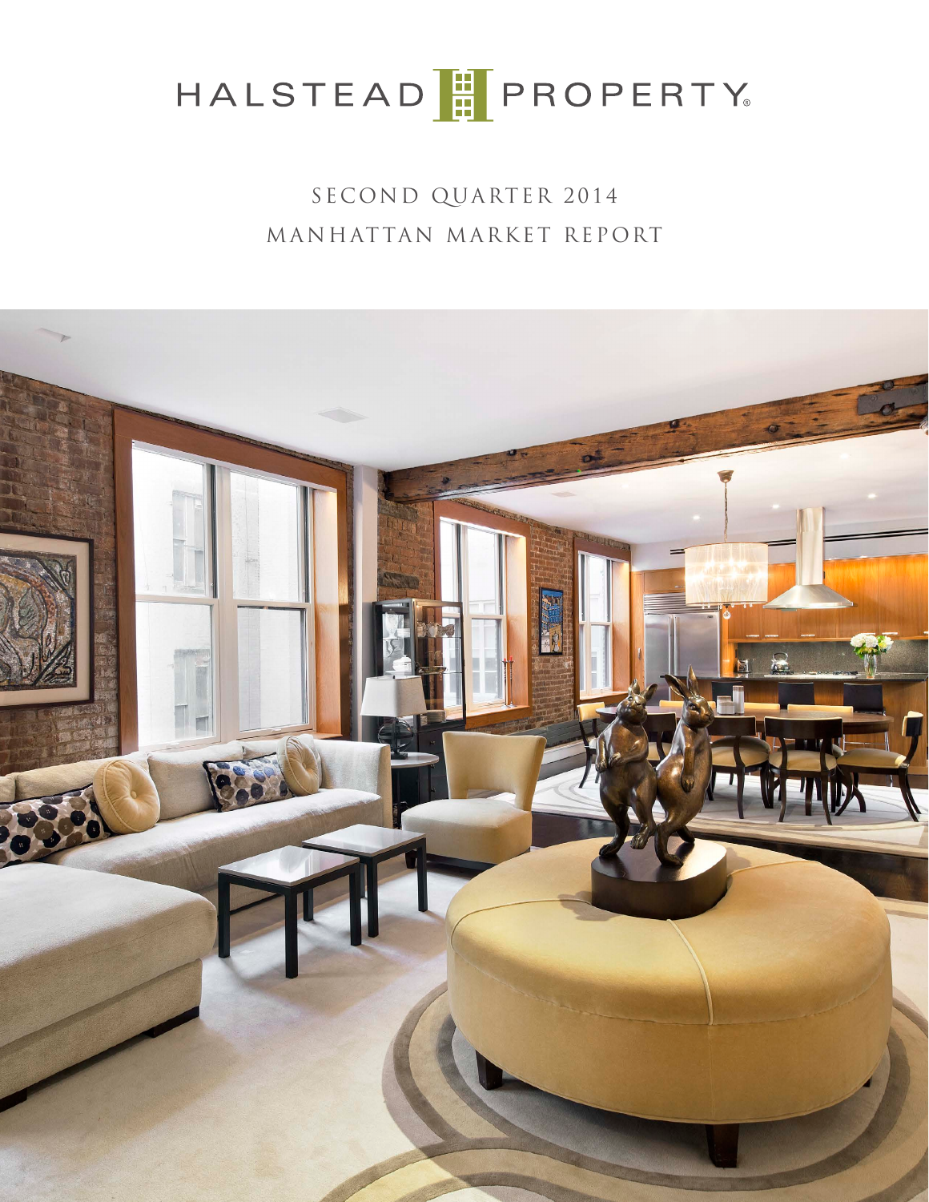# HALSTEAD PROPERTY®

## SECOND QUARTER 2014
## MANHATTAN MARKET REPORT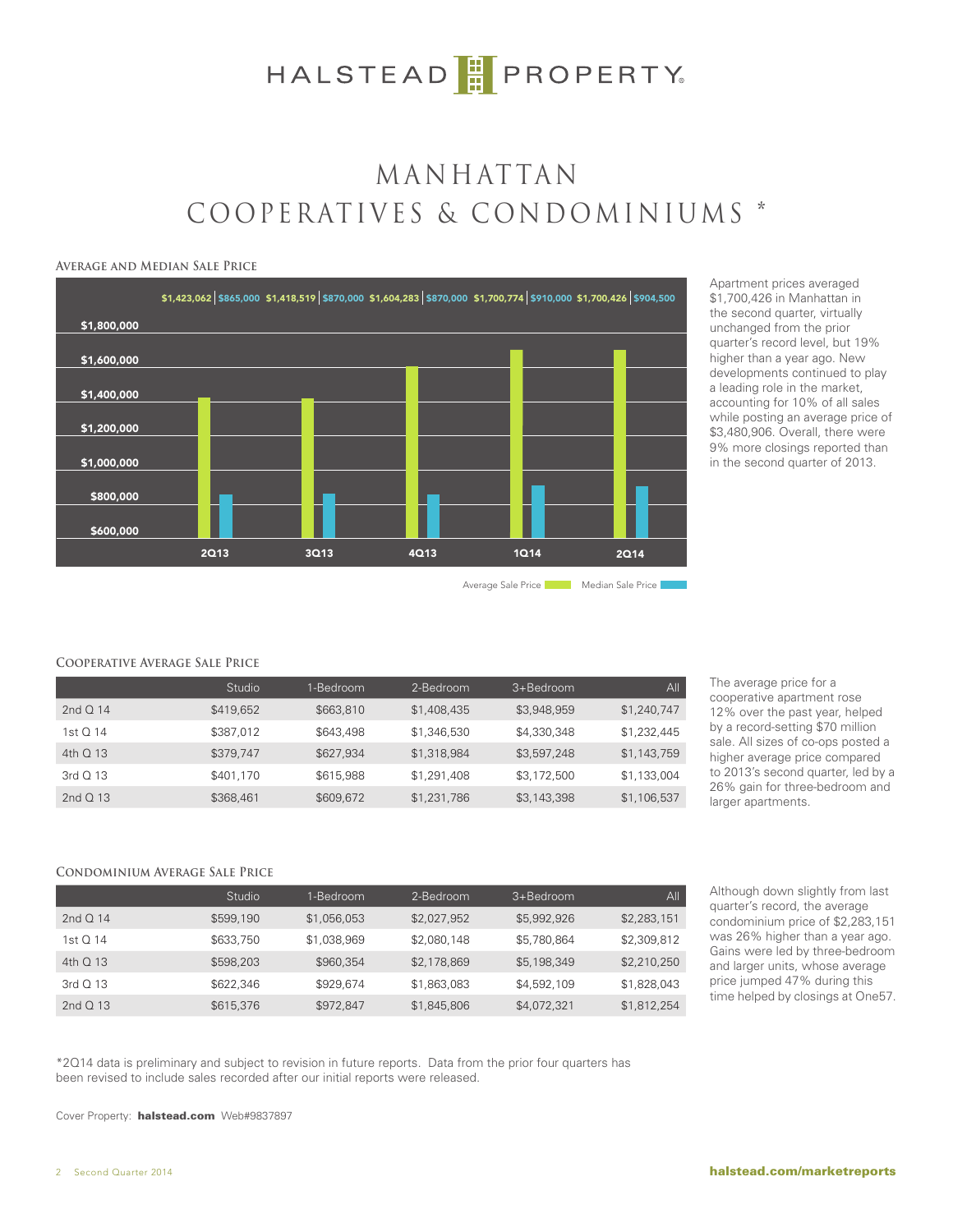# MANHATTAN COOPERATIVES & CONDOMINIUMS *

## Average and Median Sale Price

| | Average Sale Price | Median Sale Price |
|---|---|---|
| 2Q13 | $1,423,062 | $865,000 |
| 3Q13 | $1,418,519 | $870,000 |
| 4Q13 | $1,604,283 | $870,000 |
| 1Q14 | $1,700,774 | $910,000 |
| 2Q14 | $1,700,426 | $904,500 |

Apartment prices averaged $1,700,426 in Manhattan in the second quarter, virtually unchanged from the prior quarter's record level, but 19% higher than a year ago. New developments continued to play a leading role in the market, accounting for 10% of all sales while posting an average price of $3,480,906. Overall, there were 9% more closings reported than in the second quarter of 2013.

## Cooperative Average Sale Price

| | Studio | 1-Bedroom | 2-Bedroom | 3+Bedroom | All |
|---|---|---|---|---|---|
| 2nd Q 14 | $419,652 | $663,810 | $1,408,435 | $3,948,959 | $1,240,747 |
| 1st Q 14 | $387,012 | $643,498 | $1,346,530 | $4,330,348 | $1,232,445 |
| 4th Q 13 | $379,747 | $627,934 | $1,318,984 | $3,597,248 | $1,143,759 |
| 3rd Q 13 | $401,170 | $615,988 | $1,291,408 | $3,172,500 | $1,133,004 |
| 2nd Q 13 | $368,461 | $609,672 | $1,231,786 | $3,143,398 | $1,106,537 |

The average price for a cooperative apartment rose 12% over the past year, helped by a record-setting $70 million sale. All sizes of co-ops posted a higher average price compared to 2013's second quarter, led by a 26% gain for three-bedroom and larger apartments.

## Condominium Average Sale Price

| | Studio | 1-Bedroom | 2-Bedroom | 3+Bedroom | All |
|---|---|---|---|---|---|
| 2nd Q 14 | $599,190 | $1,056,053 | $2,027,952 | $5,992,926 | $2,283,151 |
| 1st Q 14 | $633,750 | $1,038,969 | $2,080,148 | $5,780,864 | $2,309,812 |
| 4th Q 13 | $598,203 | $960,354 | $2,178,869 | $5,198,349 | $2,210,250 |
| 3rd Q 13 | $622,346 | $929,674 | $1,863,083 | $4,592,109 | $1,828,043 |
| 2nd Q 13 | $615,376 | $972,847 | $1,845,806 | $4,072,321 | $1,812,254 |

Although down slightly from last quarter's record, the average condominium price of $2,283,151 was 26% higher than a year ago. Gains were led by three-bedroom and larger units, whose average price jumped 47% during this time helped by closings at One57.

*2Q14 data is preliminary and subject to revision in future reports. Data from the prior four quarters has been revised to include sales recorded after our initial reports were released.

Cover Property: **halstead.com** Web#9837897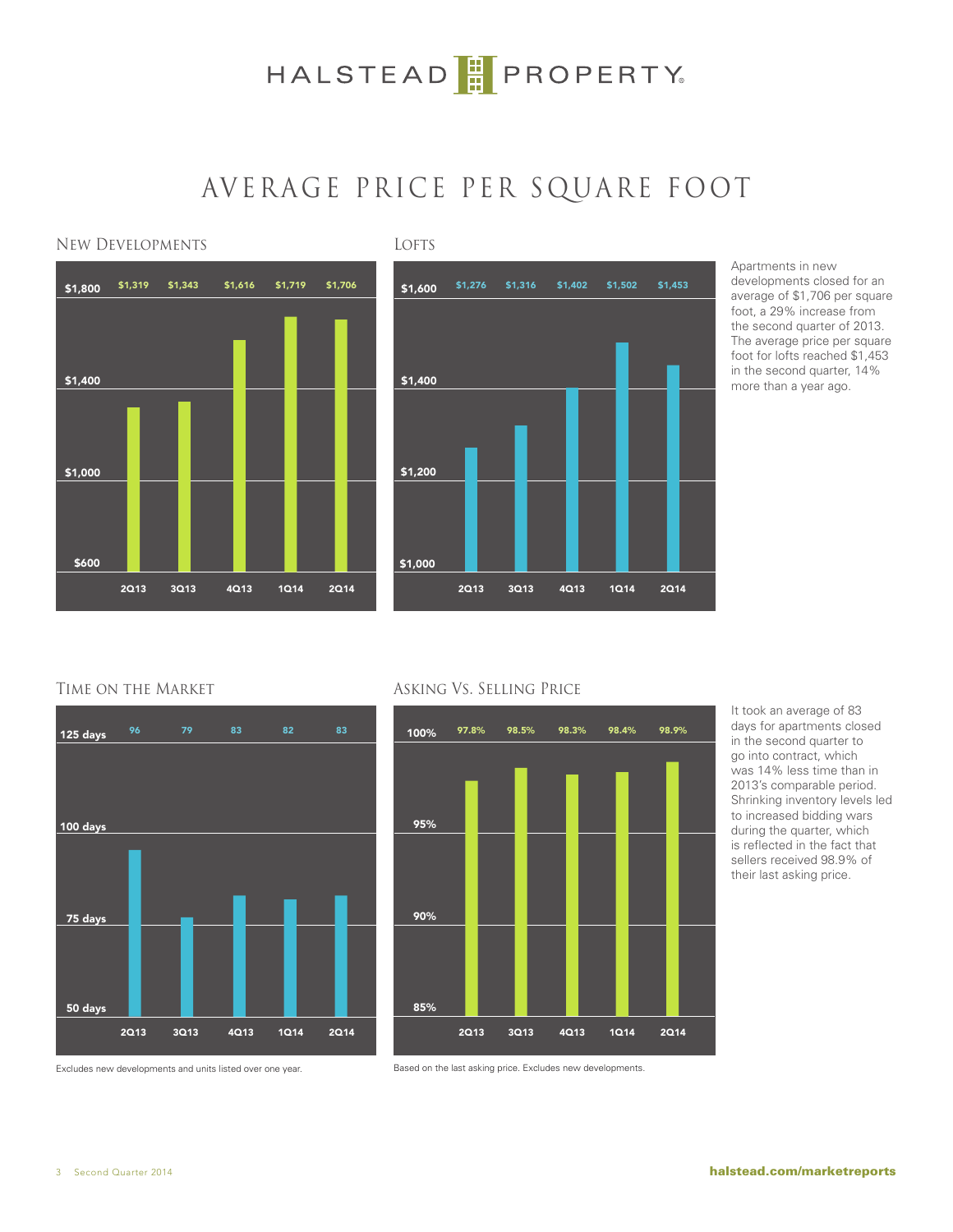# AVERAGE PRICE PER SQUARE FOOT

## New Developments

| | 2Q13 | 3Q13 | 4Q13 | 1Q14 | 2Q14 |
|---|---|---|---|---|---|
| New Developments | $1,319 | $1,343 | $1,616 | $1,719 | $1,706 |

## Lofts

| | 2Q13 | 3Q13 | 4Q13 | 1Q14 | 2Q14 |
|---|---|---|---|---|---|
| Lofts | $1,276 | $1,316 | $1,402 | $1,502 | $1,453 |

Apartments in new developments closed for an average of $1,706 per square foot, a 29% increase from the second quarter of 2013. The average price per square foot for lofts reached $1,453 in the second quarter, 14% more than a year ago.

## Time on the Market

| | 2Q13 | 3Q13 | 4Q13 | 1Q14 | 2Q14 |
|---|---|---|---|---|---|
| Days | 96 | 79 | 83 | 82 | 83 |

Excludes new developments and units listed over one year.

## Asking Vs. Selling Price

| | 2Q13 | 3Q13 | 4Q13 | 1Q14 | 2Q14 |
|---|---|---|---|---|---|
| Selling/Asking | 97.8% | 98.5% | 98.3% | 98.4% | 98.9% |

Based on the last asking price. Excludes new developments.

It took an average of 83 days for apartments closed in the second quarter to go into contract, which was 14% less time than in 2013's comparable period. Shrinking inventory levels led to increased bidding wars during the quarter, which is reflected in the fact that sellers received 98.9% of their last asking price.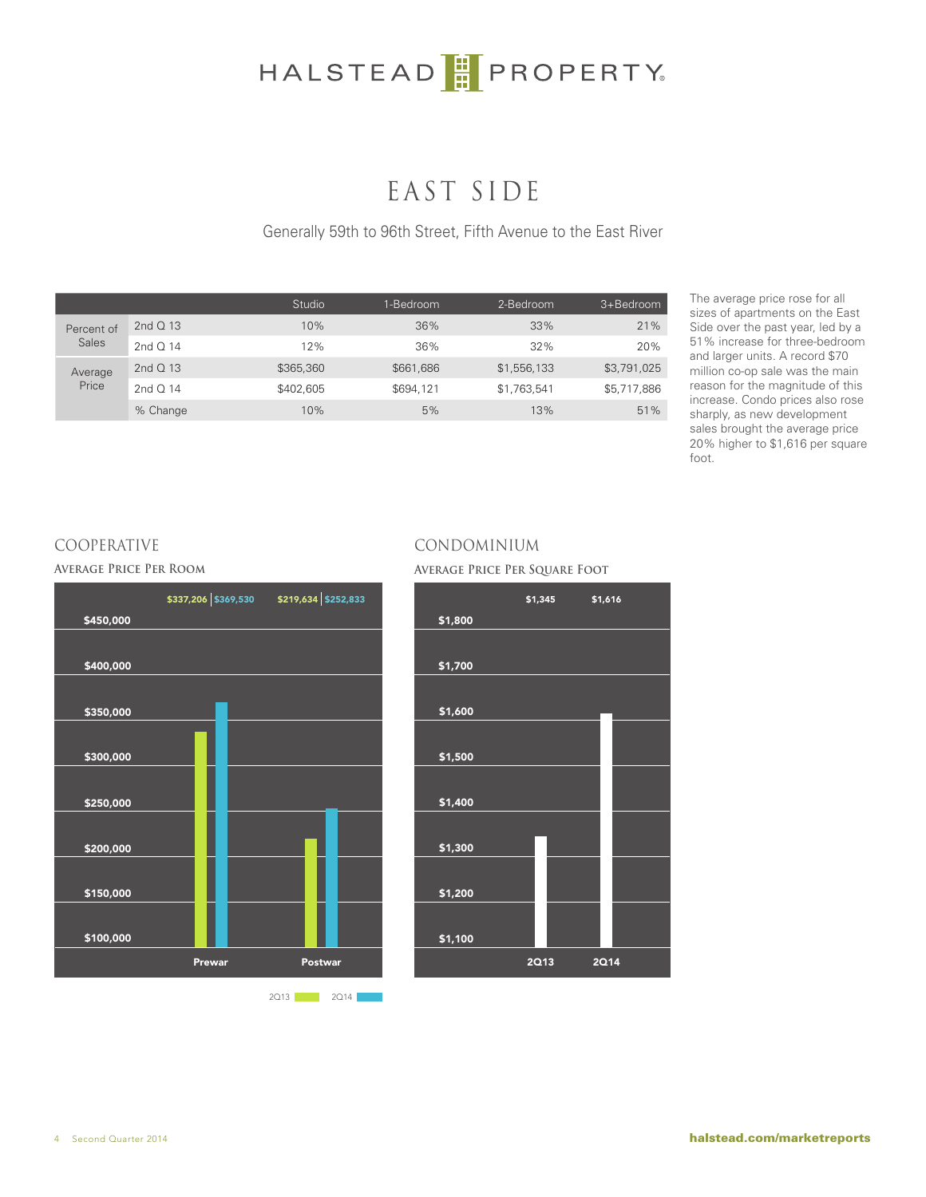# EAST SIDE

Generally 59th to 96th Street, Fifth Avenue to the East River

| | | Studio | 1-Bedroom | 2-Bedroom | 3+Bedroom |
|---|---|---|---|---|---|
| Percent of Sales | 2nd Q 13 | 10% | 36% | 33% | 21% |
| | 2nd Q 14 | 12% | 36% | 32% | 20% |
| Average Price | 2nd Q 13 | $365,360 | $661,686 | $1,556,133 | $3,791,025 |
| | 2nd Q 14 | $402,605 | $694,121 | $1,763,541 | $5,717,886 |
| | % Change | 10% | 5% | 13% | 51% |

The average price rose for all sizes of apartments on the East Side over the past year, led by a 51% increase for three-bedroom and larger units. A record $70 million co-op sale was the main reason for the magnitude of this increase. Condo prices also rose sharply, as new development sales brought the average price 20% higher to $1,616 per square foot.

## COOPERATIVE

### Average Price Per Room

| | 2Q13 | 2Q14 |
|---|---|---|
| Prewar | $337,206 | $369,530 |
| Postwar | $219,634 | $252,833 |

## CONDOMINIUM

### Average Price Per Square Foot

| 2Q13 | 2Q14 |
|---|---|
| $1,345 | $1,616 |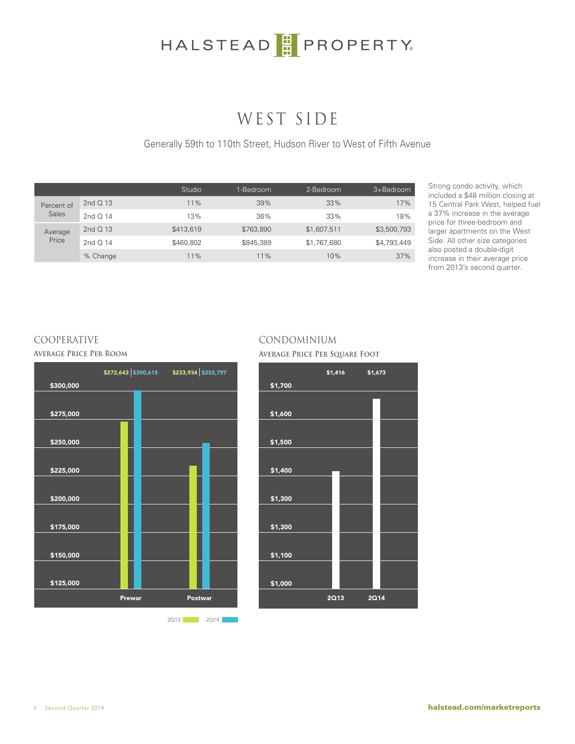# WEST SIDE

Generally 59th to 110th Street, Hudson River to West of Fifth Avenue

| | | Studio | 1-Bedroom | 2-Bedroom | 3+Bedroom |
|---|---|---|---|---|---|
| Percent of Sales | 2nd Q 13 | 11% | 39% | 33% | 17% |
| | 2nd Q 14 | 13% | 36% | 33% | 18% |
| Average Price | 2nd Q 13 | $413,619 | $763,890 | $1,607,511 | $3,500,793 |
| | 2nd Q 14 | $460,802 | $845,389 | $1,767,680 | $4,793,449 |
| | % Change | 11% | 11% | 10% | 37% |

Strong condo activity, which included a $48 million closing at 15 Central Park West, helped fuel a 37% increase in the average price for three-bedroom and larger apartments on the West Side. All other size categories also posted a double-digit increase in their average price from 2013's second quarter.

## COOPERATIVE

### Average Price Per Room

| | 2Q13 | 2Q14 |
|---|---|---|
| Prewar | $272,643 | $300,615 |
| Postwar | $233,934 | $253,797 |

## CONDOMINIUM

### Average Price Per Square Foot

| 2Q13 | 2Q14 |
|---|---|
| $1,416 | $1,673 |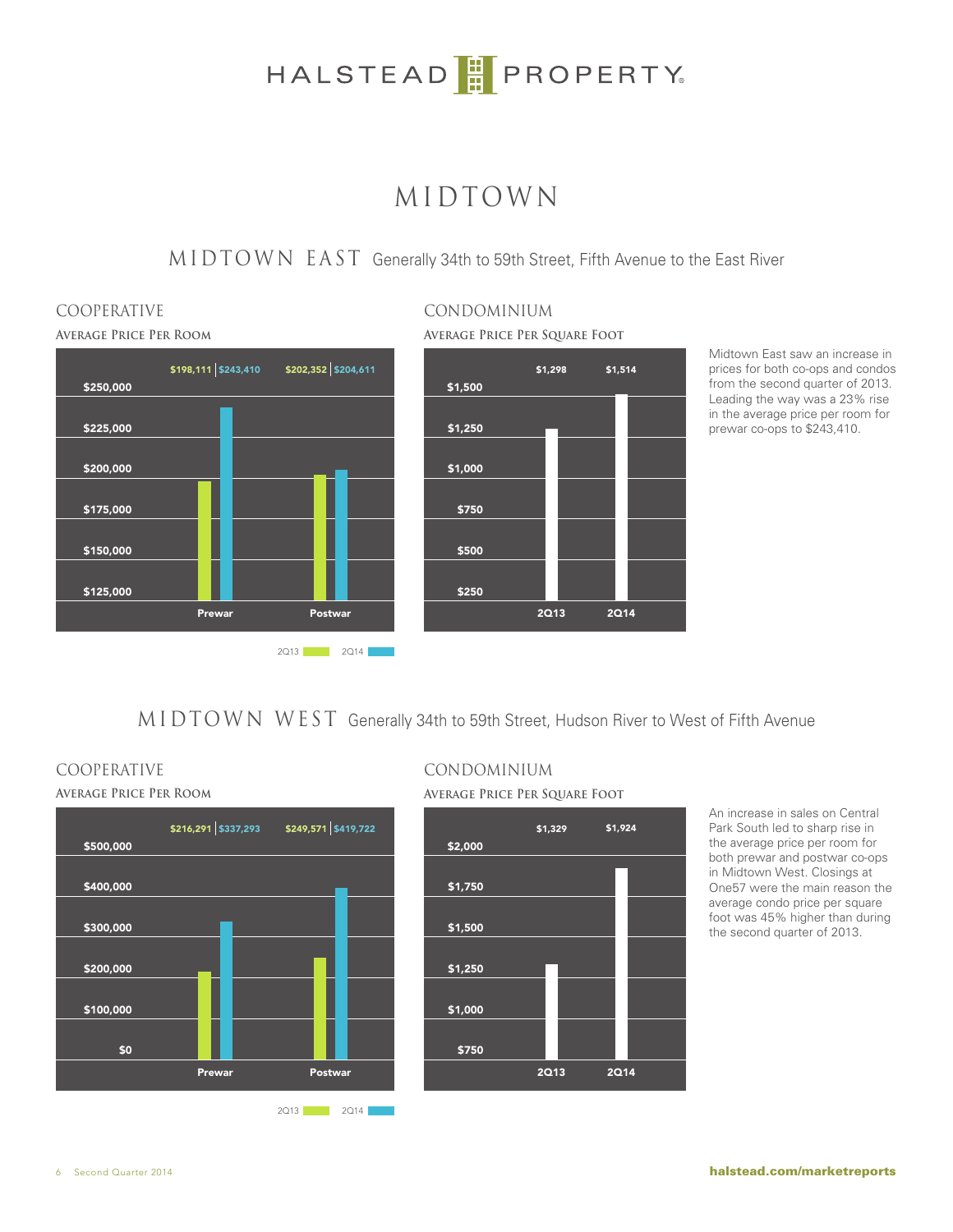# MIDTOWN

## MIDTOWN EAST Generally 34th to 59th Street, Fifth Avenue to the East River

### COOPERATIVE

**Average Price Per Room**

| | 2Q13 | 2Q14 |
|---|---|---|
| Prewar | $198,111 | $243,410 |
| Postwar | $202,352 | $204,611 |

### CONDOMINIUM

**Average Price Per Square Foot**

| 2Q13 | 2Q14 |
|---|---|
| $1,298 | $1,514 |

Midtown East saw an increase in prices for both co-ops and condos from the second quarter of 2013. Leading the way was a 23% rise in the average price per room for prewar co-ops to $243,410.

## MIDTOWN WEST Generally 34th to 59th Street, Hudson River to West of Fifth Avenue

### COOPERATIVE

**Average Price Per Room**

| | 2Q13 | 2Q14 |
|---|---|---|
| Prewar | $216,291 | $337,293 |
| Postwar | $249,571 | $419,722 |

### CONDOMINIUM

**Average Price Per Square Foot**

| 2Q13 | 2Q14 |
|---|---|
| $1,329 | $1,924 |

An increase in sales on Central Park South led to sharp rise in the average price per room for both prewar and postwar co-ops in Midtown West. Closings at One57 were the main reason the average condo price per square foot was 45% higher than during the second quarter of 2013.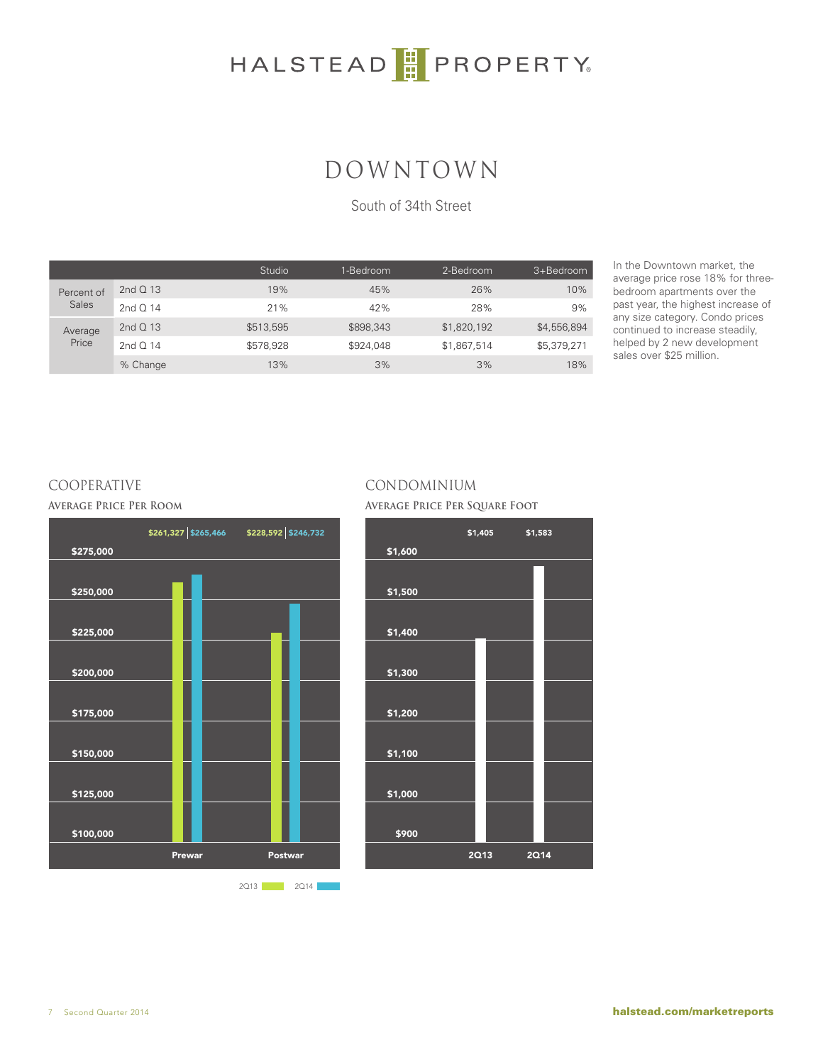# DOWNTOWN

South of 34th Street

| | | Studio | 1-Bedroom | 2-Bedroom | 3+Bedroom |
|---|---|---|---|---|---|
| Percent of Sales | 2nd Q 13 | 19% | 45% | 26% | 10% |
| | 2nd Q 14 | 21% | 42% | 28% | 9% |
| Average Price | 2nd Q 13 | $513,595 | $898,343 | $1,820,192 | $4,556,894 |
| | 2nd Q 14 | $578,928 | $924,048 | $1,867,514 | $5,379,271 |
| | % Change | 13% | 3% | 3% | 18% |

In the Downtown market, the average price rose 18% for three-bedroom apartments over the past year, the highest increase of any size category. Condo prices continued to increase steadily, helped by 2 new development sales over $25 million.

## COOPERATIVE

### Average Price Per Room

| | 2Q13 | 2Q14 |
|---|---|---|
| Prewar | $261,327 | $265,466 |
| Postwar | $228,592 | $246,732 |

## CONDOMINIUM

### Average Price Per Square Foot

| 2Q13 | 2Q14 |
|---|---|
| $1,405 | $1,583 |

halstead.com/marketreports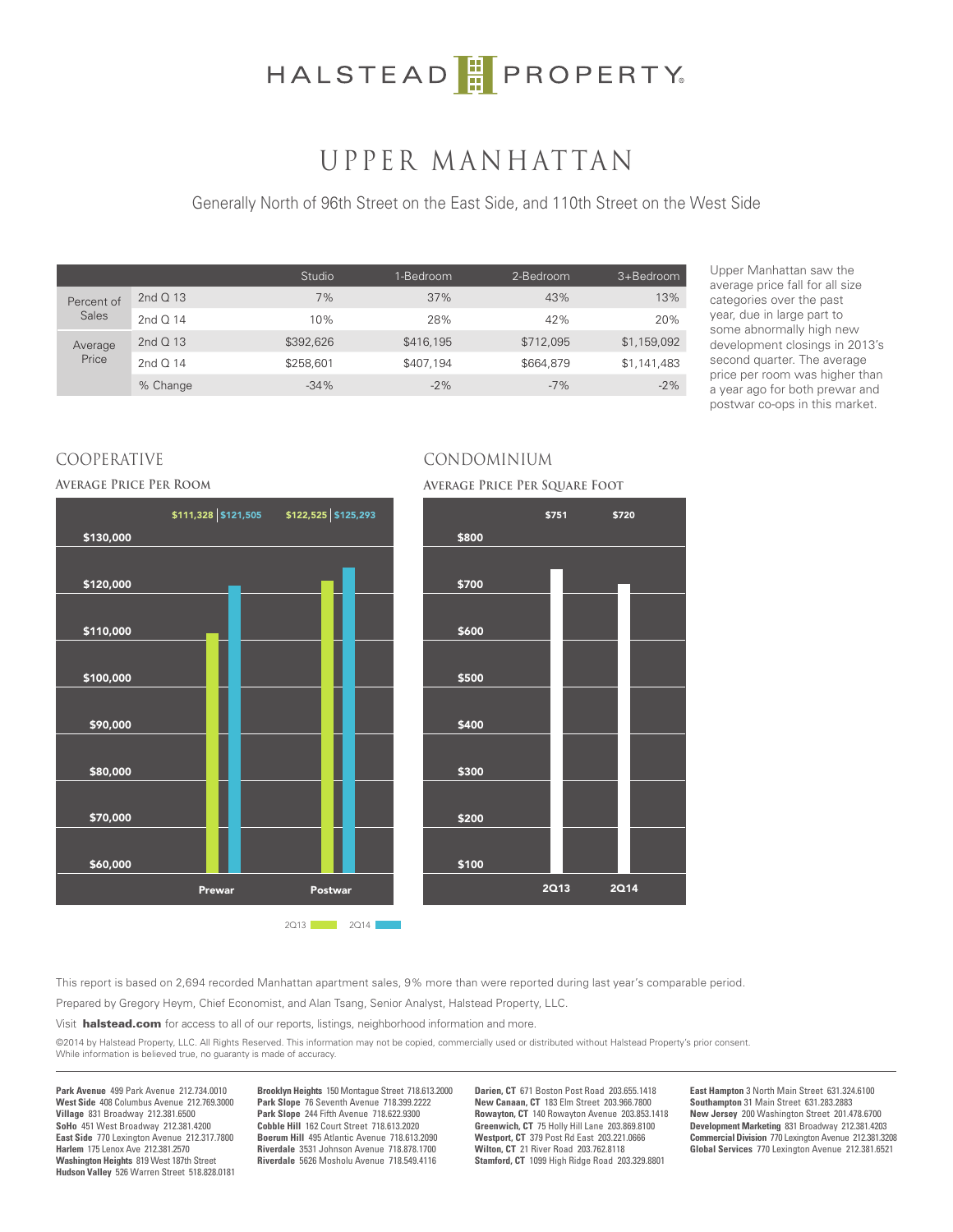HALSTEAD PROPERTY

# UPPER MANHATTAN

Generally North of 96th Street on the East Side, and 110th Street on the West Side

| | | Studio | 1-Bedroom | 2-Bedroom | 3+Bedroom |
|---|---|---|---|---|---|
| Percent of Sales | 2nd Q 13 | 7% | 37% | 43% | 13% |
| | 2nd Q 14 | 10% | 28% | 42% | 20% |
| Average Price | 2nd Q 13 | $392,626 | $416,195 | $712,095 | $1,159,092 |
| | 2nd Q 14 | $258,601 | $407,194 | $664,879 | $1,141,483 |
| | % Change | -34% | -2% | -7% | -2% |

Upper Manhattan saw the average price fall for all size categories over the past year, due in large part to some abnormally high new development closings in 2013's second quarter. The average price per room was higher than a year ago for both prewar and postwar co-ops in this market.

## COOPERATIVE

### Average Price Per Room

$111,328 | $121,505
$122,525 | $125,293
$130,000
$120,000
$110,000
$100,000
$90,000
$80,000
$70,000
$60,000
Prewar
Postwar
2Q13
2Q14

## CONDOMINIUM

### Average Price Per Square Foot

$751
$720
$800
$700
$600
$500
$400
$300
$200
$100
2Q13
2Q14

This report is based on 2,694 recorded Manhattan apartment sales, 9% more than were reported during last year's comparable period.

Prepared by Gregory Heym, Chief Economist, and Alan Tsang, Senior Analyst, Halstead Property, LLC.

Visit **halstead.com** for access to all of our reports, listings, neighborhood information and more.

©2014 by Halstead Property, LLC. All Rights Reserved. This information may not be copied, commercially used or distributed without Halstead Property's prior consent. While information is believed true, no guaranty is made of accuracy.

**Park Avenue** 499 Park Avenue 212.734.0010
**West Side** 408 Columbus Avenue 212.769.3000
**Village** 831 Broadway 212.381.6500
**SoHo** 451 West Broadway 212.381.4200
**East Side** 770 Lexington Avenue 212.317.7800
**Harlem** 175 Lenox Ave 212.381.2570
**Washington Heights** 819 West 187th Street
**Hudson Valley** 526 Warren Street 518.828.0181

**Brooklyn Heights** 150 Montague Street 718.613.2000
**Park Slope** 76 Seventh Avenue 718.399.2222
**Park Slope** 244 Fifth Avenue 718.622.9300
**Cobble Hill** 162 Court Street 718.613.2020
**Boerum Hill** 495 Atlantic Avenue 718.613.2090
**Riverdale** 3531 Johnson Avenue 718.878.1700
**Riverdale** 5626 Mosholu Avenue 718.549.4116

**Darien, CT** 671 Boston Post Road 203.655.1418
**New Canaan, CT** 183 Elm Street 203.966.7800
**Rowayton, CT** 140 Rowayton Avenue 203.853.1418
**Greenwich, CT** 75 Holly Hill Lane 203.869.8100
**Westport, CT** 379 Post Rd East 203.221.0666
**Wilton, CT** 21 River Road 203.762.8118
**Stamford, CT** 1099 High Ridge Road 203.329.8801

**East Hampton** 3 North Main Street 631.324.6100
**Southampton** 31 Main Street 631.283.2883
**New Jersey** 200 Washington Street 201.478.6700
**Development Marketing** 831 Broadway 212.381.4203
**Commercial Division** 770 Lexington Avenue 212.381.3208
**Global Services** 770 Lexington Avenue 212.381.6521